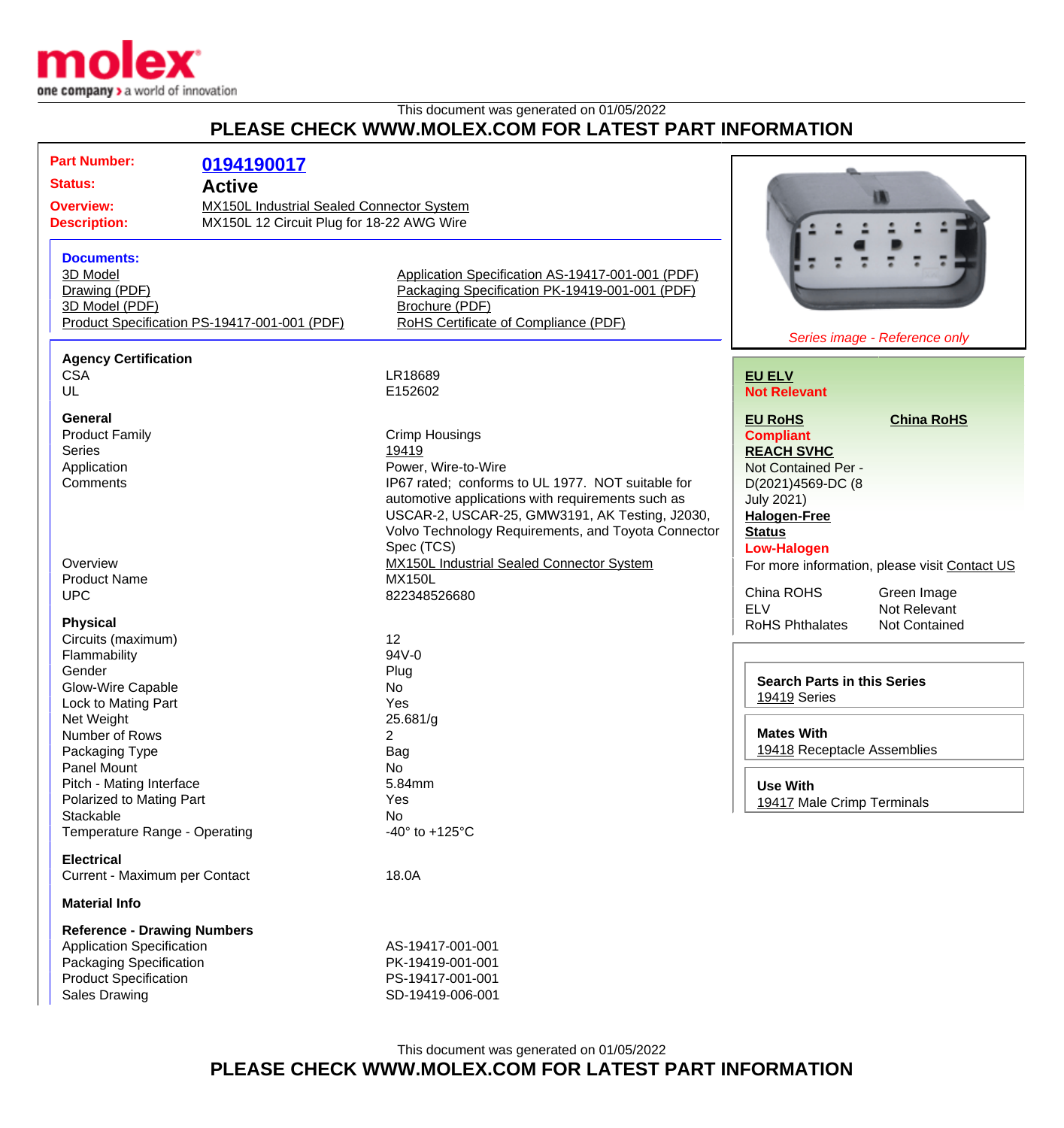This document was generated on 01/05/2022

**PLEASE CHECK WWW.MOLEX.COM FOR LATEST PART INFORMATION**

| | |
|---|---|
| **Part Number:** | **0194190017** |
| **Status:** | **Active** |
| **Overview:** | MX150L Industrial Sealed Connector System |
| **Description:** | MX150L 12 Circuit Plug for 18-22 AWG Wire |

### Documents:

- 3D Model
- Drawing (PDF)
- 3D Model (PDF)
- Product Specification PS-19417-001-001 (PDF)
- Application Specification AS-19417-001-001 (PDF)
- Packaging Specification PK-19419-001-001 (PDF)
- Brochure (PDF)
- RoHS Certificate of Compliance (PDF)

*Series image - Reference only*

**EU ELV**
**Not Relevant**

**EU RoHS** **China RoHS**
**Compliant**

**REACH SVHC**
Not Contained Per - D(2021)4569-DC (8 July 2021)

**Halogen-Free Status**
**Low-Halogen**

For more information, please visit Contact US

| | |
|---|---|
| China ROHS | Green Image |
| ELV | Not Relevant |
| RoHS Phthalates | Not Contained |

**Search Parts in this Series**
19419 Series

**Mates With**
19418 Receptacle Assemblies

**Use With**
19417 Male Crimp Terminals

### Agency Certification

| | |
|---|---|
| CSA | LR18689 |
| UL | E152602 |

### General

| | |
|---|---|
| Product Family | Crimp Housings |
| Series | 19419 |
| Application | Power, Wire-to-Wire |
| Comments | IP67 rated; conforms to UL 1977. NOT suitable for automotive applications with requirements such as USCAR-2, USCAR-25, GMW3191, AK Testing, J2030, Volvo Technology Requirements, and Toyota Connector Spec (TCS) |
| Overview | MX150L Industrial Sealed Connector System |
| Product Name | MX150L |
| UPC | 822348526680 |

### Physical

| | |
|---|---|
| Circuits (maximum) | 12 |
| Flammability | 94V-0 |
| Gender | Plug |
| Glow-Wire Capable | No |
| Lock to Mating Part | Yes |
| Net Weight | 25.681/g |
| Number of Rows | 2 |
| Packaging Type | Bag |
| Panel Mount | No |
| Pitch - Mating Interface | 5.84mm |
| Polarized to Mating Part | Yes |
| Stackable | No |
| Temperature Range - Operating | -40° to +125°C |

### Electrical

| | |
|---|---|
| Current - Maximum per Contact | 18.0A |

### Material Info

### Reference - Drawing Numbers

| | |
|---|---|
| Application Specification | AS-19417-001-001 |
| Packaging Specification | PK-19419-001-001 |
| Product Specification | PS-19417-001-001 |
| Sales Drawing | SD-19419-006-001 |

This document was generated on 01/05/2022

**PLEASE CHECK WWW.MOLEX.COM FOR LATEST PART INFORMATION**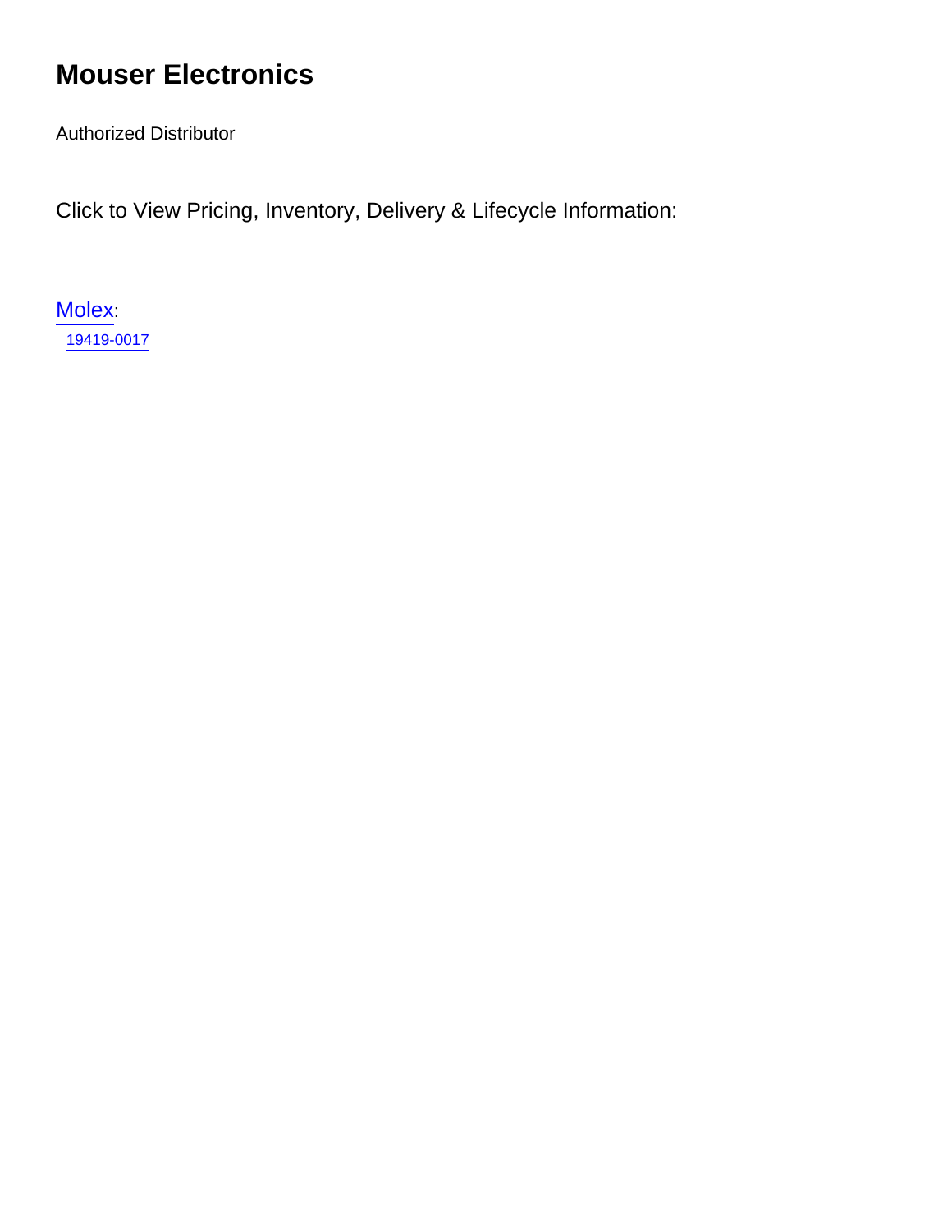# Mouser Electronics

Authorized Distributor

Click to View Pricing, Inventory, Delivery & Lifecycle Information:

Molex:

19419-0017